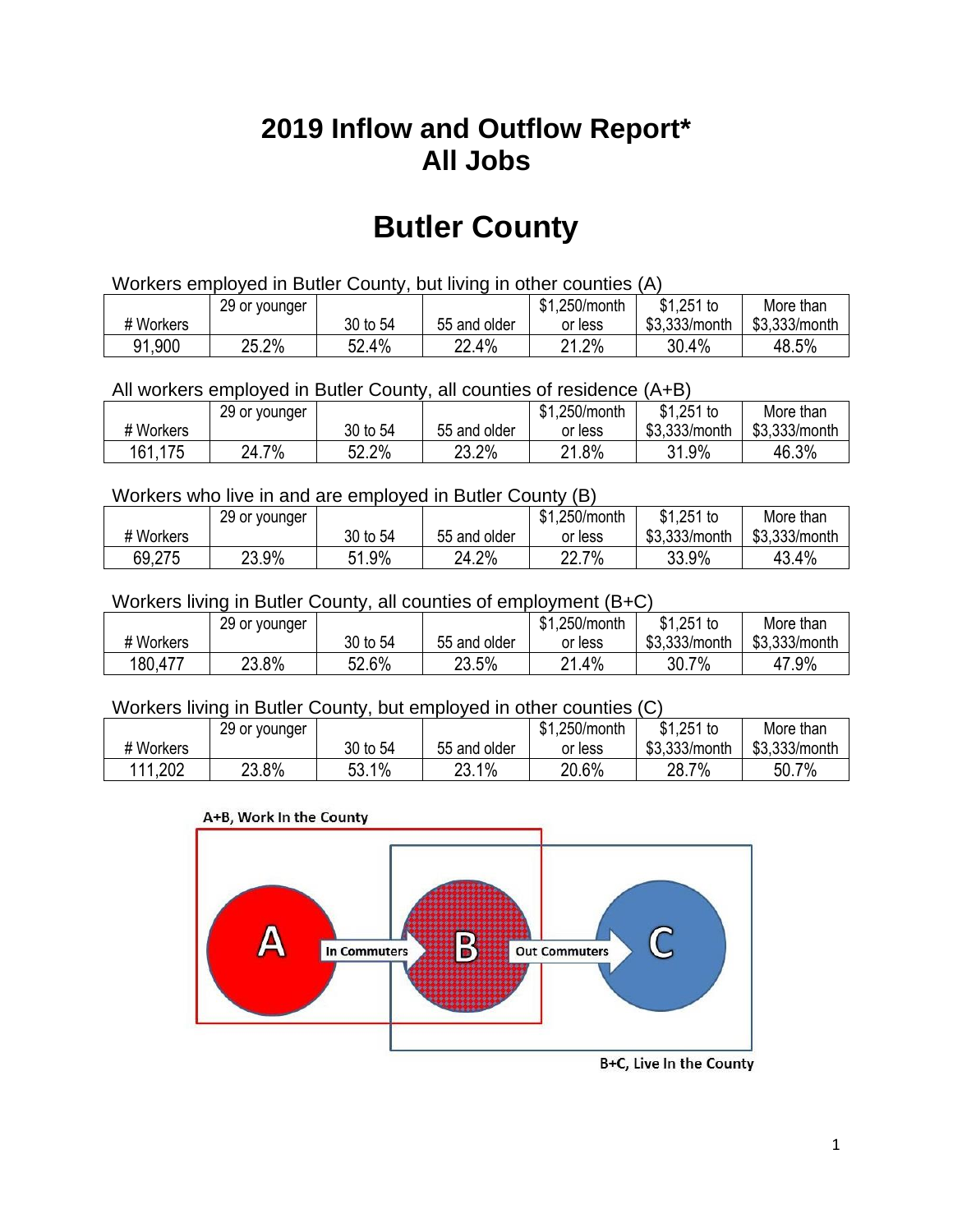# 2019 Inflow and Outflow Report* All Jobs

# Butler County

Workers employed in Butler County, but living in other counties (A)

| # Workers | 29 or younger | 30 to 54 | 55 and older | $1,250/month or less | $1,251 to $3,333/month | More than $3,333/month |
|---|---|---|---|---|---|---|
| 91,900 | 25.2% | 52.4% | 22.4% | 21.2% | 30.4% | 48.5% |

All workers employed in Butler County, all counties of residence (A+B)

| # Workers | 29 or younger | 30 to 54 | 55 and older | $1,250/month or less | $1,251 to $3,333/month | More than $3,333/month |
|---|---|---|---|---|---|---|
| 161,175 | 24.7% | 52.2% | 23.2% | 21.8% | 31.9% | 46.3% |

Workers who live in and are employed in Butler County (B)

| # Workers | 29 or younger | 30 to 54 | 55 and older | $1,250/month or less | $1,251 to $3,333/month | More than $3,333/month |
|---|---|---|---|---|---|---|
| 69,275 | 23.9% | 51.9% | 24.2% | 22.7% | 33.9% | 43.4% |

Workers living in Butler County, all counties of employment (B+C)

| # Workers | 29 or younger | 30 to 54 | 55 and older | $1,250/month or less | $1,251 to $3,333/month | More than $3,333/month |
|---|---|---|---|---|---|---|
| 180,477 | 23.8% | 52.6% | 23.5% | 21.4% | 30.7% | 47.9% |

Workers living in Butler County, but employed in other counties (C)

| # Workers | 29 or younger | 30 to 54 | 55 and older | $1,250/month or less | $1,251 to $3,333/month | More than $3,333/month |
|---|---|---|---|---|---|---|
| 111,202 | 23.8% | 53.1% | 23.1% | 20.6% | 28.7% | 50.7% |

A+B, Work In the County

A → In Commuters → B → Out Commuters → C

B+C, Live In the County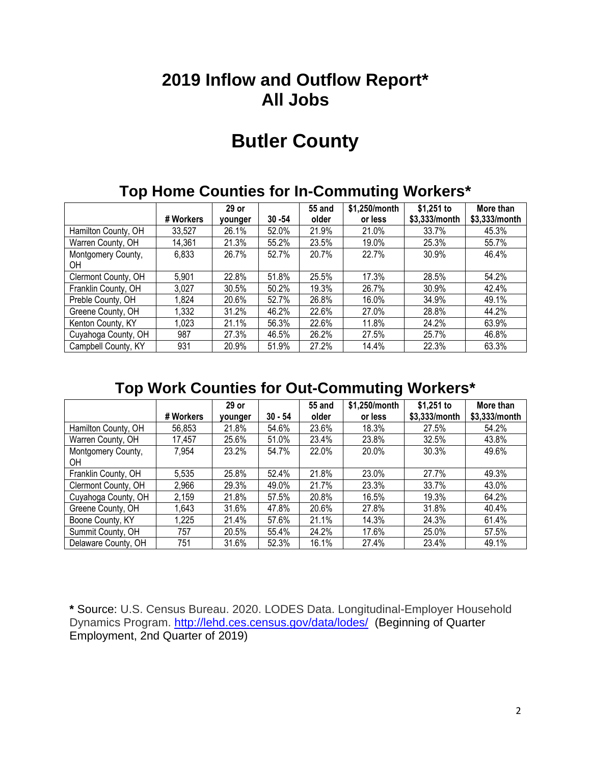# 2019 Inflow and Outflow Report*
# All Jobs

# Butler County

## Top Home Counties for In-Commuting Workers*

| | # Workers | 29 or younger | 30 -54 | 55 and older | $1,250/month or less | $1,251 to $3,333/month | More than $3,333/month |
|---|---|---|---|---|---|---|---|
| Hamilton County, OH | 33,527 | 26.1% | 52.0% | 21.9% | 21.0% | 33.7% | 45.3% |
| Warren County, OH | 14,361 | 21.3% | 55.2% | 23.5% | 19.0% | 25.3% | 55.7% |
| Montgomery County, OH | 6,833 | 26.7% | 52.7% | 20.7% | 22.7% | 30.9% | 46.4% |
| Clermont County, OH | 5,901 | 22.8% | 51.8% | 25.5% | 17.3% | 28.5% | 54.2% |
| Franklin County, OH | 3,027 | 30.5% | 50.2% | 19.3% | 26.7% | 30.9% | 42.4% |
| Preble County, OH | 1,824 | 20.6% | 52.7% | 26.8% | 16.0% | 34.9% | 49.1% |
| Greene County, OH | 1,332 | 31.2% | 46.2% | 22.6% | 27.0% | 28.8% | 44.2% |
| Kenton County, KY | 1,023 | 21.1% | 56.3% | 22.6% | 11.8% | 24.2% | 63.9% |
| Cuyahoga County, OH | 987 | 27.3% | 46.5% | 26.2% | 27.5% | 25.7% | 46.8% |
| Campbell County, KY | 931 | 20.9% | 51.9% | 27.2% | 14.4% | 22.3% | 63.3% |

## Top Work Counties for Out-Commuting Workers*

| | # Workers | 29 or younger | 30 - 54 | 55 and older | $1,250/month or less | $1,251 to $3,333/month | More than $3,333/month |
|---|---|---|---|---|---|---|---|
| Hamilton County, OH | 56,853 | 21.8% | 54.6% | 23.6% | 18.3% | 27.5% | 54.2% |
| Warren County, OH | 17,457 | 25.6% | 51.0% | 23.4% | 23.8% | 32.5% | 43.8% |
| Montgomery County, OH | 7,954 | 23.2% | 54.7% | 22.0% | 20.0% | 30.3% | 49.6% |
| Franklin County, OH | 5,535 | 25.8% | 52.4% | 21.8% | 23.0% | 27.7% | 49.3% |
| Clermont County, OH | 2,966 | 29.3% | 49.0% | 21.7% | 23.3% | 33.7% | 43.0% |
| Cuyahoga County, OH | 2,159 | 21.8% | 57.5% | 20.8% | 16.5% | 19.3% | 64.2% |
| Greene County, OH | 1,643 | 31.6% | 47.8% | 20.6% | 27.8% | 31.8% | 40.4% |
| Boone County, KY | 1,225 | 21.4% | 57.6% | 21.1% | 14.3% | 24.3% | 61.4% |
| Summit County, OH | 757 | 20.5% | 55.4% | 24.2% | 17.6% | 25.0% | 57.5% |
| Delaware County, OH | 751 | 31.6% | 52.3% | 16.1% | 27.4% | 23.4% | 49.1% |

**\*** Source: U.S. Census Bureau. 2020. LODES Data. Longitudinal-Employer Household Dynamics Program. http://lehd.ces.census.gov/data/lodes/ (Beginning of Quarter Employment, 2nd Quarter of 2019)